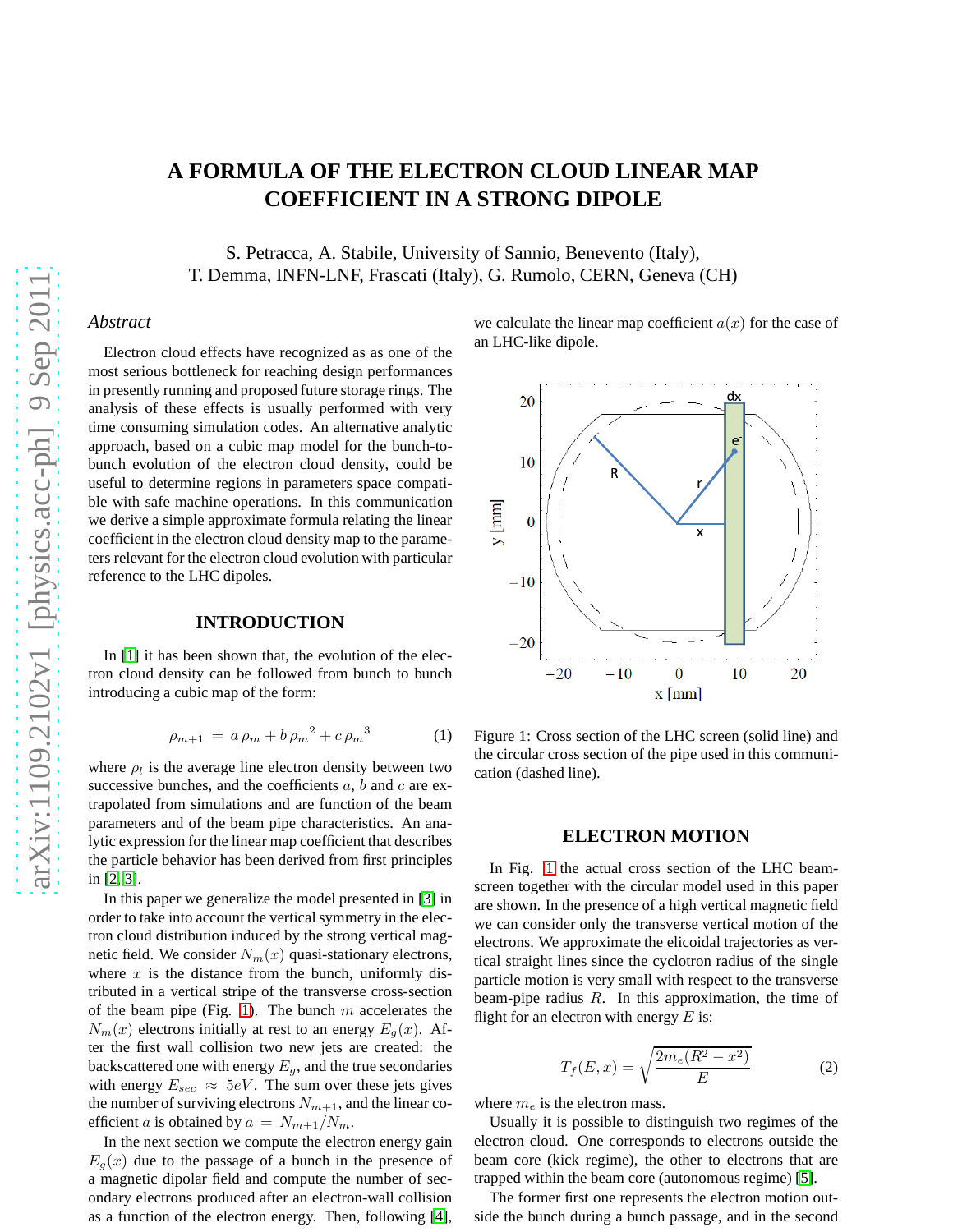# A FORMULA OF THE ELECTRON CLOUD LINEAR MAP COEFFICIENT IN A STRONG DIPOLE

S. Petracca, A. Stabile, University of Sannio, Benevento (Italy),
T. Demma, INFN-LNF, Frascati (Italy), G. Rumolo, CERN, Geneva (CH)

## Abstract

Electron cloud effects have recognized as as one of the most serious bottleneck for reaching design performances in presently running and proposed future storage rings. The analysis of these effects is usually performed with very time consuming simulation codes. An alternative analytic approach, based on a cubic map model for the bunch-to-bunch evolution of the electron cloud density, could be useful to determine regions in parameters space compatible with safe machine operations. In this communication we derive a simple approximate formula relating the linear coefficient in the electron cloud density map to the parameters relevant for the electron cloud evolution with particular reference to the LHC dipoles.

## INTRODUCTION

In [1] it has been shown that, the evolution of the electron cloud density can be followed from bunch to bunch introducing a cubic map of the form:

$$\rho_{m+1} \;=\; a\,\rho_m + b\,{\rho_m}^2 + c\,{\rho_m}^3 \tag{1}$$

where $\rho_l$ is the average line electron density between two successive bunches, and the coefficients $a$, $b$ and $c$ are extrapolated from simulations and are function of the beam parameters and of the beam pipe characteristics. An analytic expression for the linear map coefficient that describes the particle behavior has been derived from first principles in [2, 3].

In this paper we generalize the model presented in [3] in order to take into account the vertical symmetry in the electron cloud distribution induced by the strong vertical magnetic field. We consider $N_m(x)$ quasi-stationary electrons, where $x$ is the distance from the bunch, uniformly distributed in a vertical stripe of the transverse cross-section of the beam pipe (Fig. 1). The bunch $m$ accelerates the $N_m(x)$ electrons initially at rest to an energy $E_g(x)$. After the first wall collision two new jets are created: the backscattered one with energy $E_g$, and the true secondaries with energy $E_{sec} \approx 5eV$. The sum over these jets gives the number of surviving electrons $N_{m+1}$, and the linear coefficient $a$ is obtained by $a = N_{m+1}/N_m$.

In the next section we compute the electron energy gain $E_g(x)$ due to the passage of a bunch in the presence of a magnetic dipolar field and compute the number of secondary electrons produced after an electron-wall collision as a function of the electron energy. Then, following [4], we calculate the linear map coefficient $a(x)$ for the case of an LHC-like dipole.

Figure 1: Cross section of the LHC screen (solid line) and the circular cross section of the pipe used in this communication (dashed line).

## ELECTRON MOTION

In Fig. 1 the actual cross section of the LHC beam-screen together with the circular model used in this paper are shown. In the presence of a high vertical magnetic field we can consider only the transverse vertical motion of the electrons. We approximate the elicoidal trajectories as vertical straight lines since the cyclotron radius of the single particle motion is very small with respect to the transverse beam-pipe radius $R$. In this approximation, the time of flight for an electron with energy $E$ is:

$$T_f(E,x) = \sqrt{\frac{2m_e(R^2 - x^2)}{E}} \tag{2}$$

where $m_e$ is the electron mass.

Usually it is possible to distinguish two regimes of the electron cloud. One corresponds to electrons outside the beam core (kick regime), the other to electrons that are trapped within the beam core (autonomous regime) [5].

The former first one represents the electron motion outside the bunch during a bunch passage, and in the second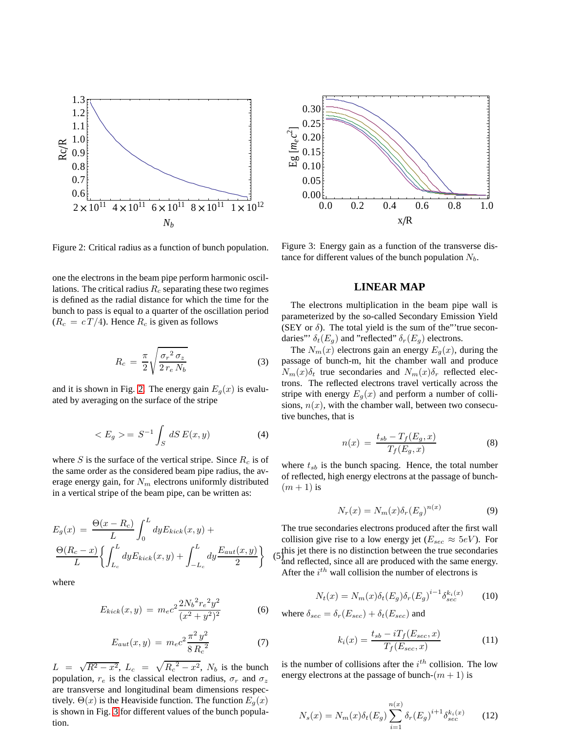Figure 2: Critical radius as a function of bunch population.

Figure 3: Energy gain as a function of the transverse distance for different values of the bunch population $N_b$.

one the electrons in the beam pipe perform harmonic oscillations. The critical radius $R_c$ separating these two regimes is defined as the radial distance for which the time for the bunch to pass is equal to a quarter of the oscillation period ($R_c = cT/4$). Hence $R_c$ is given as follows

$$R_c = \frac{\pi}{2}\sqrt{\frac{{\sigma_r}^2\,\sigma_z}{2\,r_e\,N_b}} \tag{3}$$

and it is shown in Fig. 2. The energy gain $E_g(x)$ is evaluated by averaging on the surface of the stripe

$$< E_g >= S^{-1}\int_S dS\,E(x,y) \tag{4}$$

where $S$ is the surface of the vertical stripe. Since $R_c$ is of the same order as the considered beam pipe radius, the average energy gain, for $N_m$ electrons uniformly distributed in a vertical stripe of the beam pipe, can be written as:

$$E_g(x) = \frac{\Theta(x-R_c)}{L}\int_0^L dy E_{kick}(x,y) + \frac{\Theta(R_c-x)}{L}\left\{\int_{L_c}^{L} dy E_{kick}(x,y) + \int_{-L_c}^{L} dy \frac{E_{aut}(x,y)}{2}\right\} \tag{5}$$

where

$$E_{kick}(x,y) = m_e c^2 \frac{2{N_b}^2{r_e}^2 y^2}{(x^2+y^2)^2} \tag{6}$$

$$E_{aut}(x,y) = m_e c^2 \frac{\pi^2\,y^2}{8\,{R_c}^2} \tag{7}$$

$L = \sqrt{R^2-x^2}$, $L_c = \sqrt{{R_c}^2-x^2}$, $N_b$ is the bunch population, $r_e$ is the classical electron radius, $\sigma_r$ and $\sigma_z$ are transverse and longitudinal beam dimensions respectively. $\Theta(x)$ is the Heaviside function. The function $E_g(x)$ is shown in Fig. 3 for different values of the bunch population.

## LINEAR MAP

The electrons multiplication in the beam pipe wall is parameterized by the so-called Secondary Emission Yield (SEY or $\delta$). The total yield is the sum of the"'true secondaries"' $\delta_t(E_g)$ and "reflected" $\delta_r(E_g)$ electrons.

The $N_m(x)$ electrons gain an energy $E_g(x)$, during the passage of bunch-m, hit the chamber wall and produce $N_m(x)\delta_t$ true secondaries and $N_m(x)\delta_r$ reflected electrons. The reflected electrons travel vertically across the stripe with energy $E_g(x)$ and perform a number of collisions, $n(x)$, with the chamber wall, between two consecutive bunches, that is

$$n(x) = \frac{t_{sb} - T_f(E_g,x)}{T_f(E_g,x)} \tag{8}$$

where $t_{sb}$ is the bunch spacing. Hence, the total number of reflected, high energy electrons at the passage of bunch-$(m+1)$ is

$$N_r(x) = N_m(x)\delta_r(E_g)^{n(x)} \tag{9}$$

The true secondaries electrons produced after the first wall collision give rise to a low energy jet ($E_{sec} \approx 5eV$). For this jet there is no distinction between the true secondaries and reflected, since all are produced with the same energy. After the $i^{th}$ wall collision the number of electrons is

$$N_t(x) = N_m(x)\delta_t(E_g)\delta_r(E_g)^{i-1}\delta_{sec}^{k_i(x)} \tag{10}$$

where $\delta_{sec} = \delta_r(E_{sec}) + \delta_t(E_{sec})$ and

$$k_i(x) = \frac{t_{sb} - iT_f(E_{sec},x)}{T_f(E_{sec},x)} \tag{11}$$

is the number of collisions after the $i^{th}$ collision. The low energy electrons at the passage of bunch-$(m+1)$ is

$$N_s(x) = N_m(x)\delta_t(E_g)\sum_{i=1}^{n(x)}\delta_r(E_g)^{i+1}\delta_{sec}^{k_i(x)} \tag{12}$$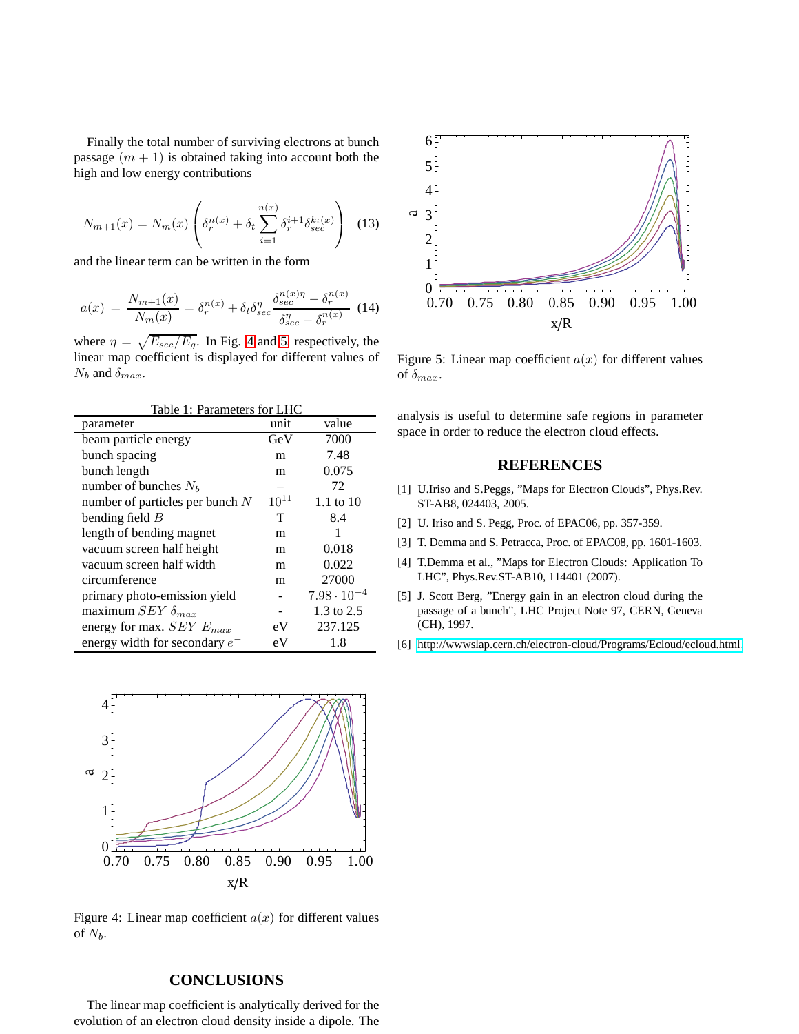Finally the total number of surviving electrons at bunch passage $(m+1)$ is obtained taking into account both the high and low energy contributions

$$N_{m+1}(x) = N_m(x)\left(\delta_r^{n(x)} + \delta_t \sum_{i=1}^{n(x)} \delta_r^{i+1}\delta_{sec}^{k_i(x)}\right) \quad (13)$$

and the linear term can be written in the form

$$a(x) = \frac{N_{m+1}(x)}{N_m(x)} = \delta_r^{n(x)} + \delta_t \delta_{sec}^{\eta} \frac{\delta_{sec}^{n(x)\eta} - \delta_r^{n(x)}}{\delta_{sec}^{\eta} - \delta_r^{n(x)}} \quad (14)$$

where $\eta = \sqrt{E_{sec}/E_g}$. In Fig. 4 and 5, respectively, the linear map coefficient is displayed for different values of $N_b$ and $\delta_{max}$.

Table 1: Parameters for LHC

| parameter | unit | value |
|---|---|---|
| beam particle energy | GeV | 7000 |
| bunch spacing | m | 7.48 |
| bunch length | m | 0.075 |
| number of bunches $N_b$ | – | 72 |
| number of particles per bunch $N$ | $10^{11}$ | 1.1 to 10 |
| bending field $B$ | T | 8.4 |
| length of bending magnet | m | 1 |
| vacuum screen half height | m | 0.018 |
| vacuum screen half width | m | 0.022 |
| circumference | m | 27000 |
| primary photo-emission yield | - | $7.98 \cdot 10^{-4}$ |
| maximum $SEY$ $\delta_{max}$ | - | 1.3 to 2.5 |
| energy for max. $SEY$ $E_{max}$ | eV | 237.125 |
| energy width for secondary $e^-$ | eV | 1.8 |

a
x/R
0.70 0.75 0.80 0.85 0.90 0.95 1.00
0 1 2 3 4

Figure 4: Linear map coefficient $a(x)$ for different values of $N_b$.

## CONCLUSIONS

The linear map coefficient is analytically derived for the evolution of an electron cloud density inside a dipole. The analysis is useful to determine safe regions in parameter space in order to reduce the electron cloud effects.

a
x/R
0.70 0.75 0.80 0.85 0.90 0.95 1.00
0 1 2 3 4 5 6

Figure 5: Linear map coefficient $a(x)$ for different values of $\delta_{max}$.

## REFERENCES

[1] U.Iriso and S.Peggs, "Maps for Electron Clouds", Phys.Rev. ST-AB8, 024403, 2005.

[2] U. Iriso and S. Pegg, Proc. of EPAC06, pp. 357-359.

[3] T. Demma and S. Petracca, Proc. of EPAC08, pp. 1601-1603.

[4] T.Demma et al., "Maps for Electron Clouds: Application To LHC", Phys.Rev.ST-AB10, 114401 (2007).

[5] J. Scott Berg, "Energy gain in an electron cloud during the passage of a bunch", LHC Project Note 97, CERN, Geneva (CH), 1997.

[6] http://wwwslap.cern.ch/electron-cloud/Programs/Ecloud/ecloud.html